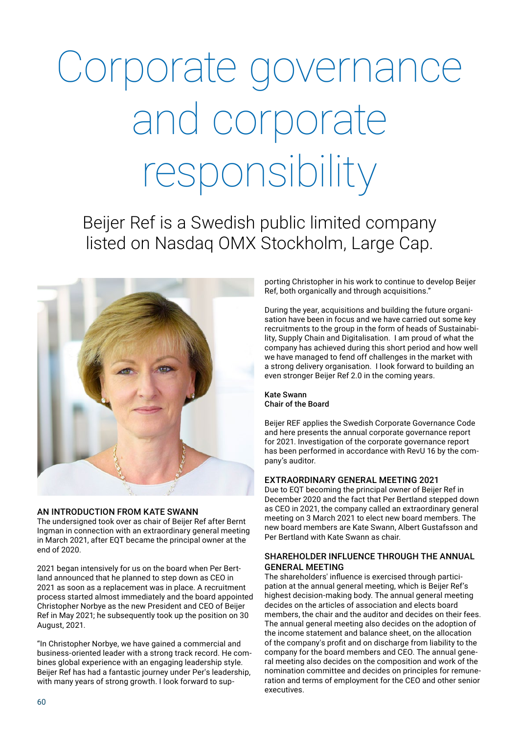# Corporate governance and corporate responsibility

Beijer Ref is a Swedish public limited company listed on Nasdaq OMX Stockholm, Large Cap.

## AN INTRODUCTION FROM KATE SWANN

The undersigned took over as chair of Beijer Ref after Bernt Ingman in connection with an extraordinary general meeting in March 2021, after EQT became the principal owner at the end of 2020.

2021 began intensively for us on the board when Per Bertland announced that he planned to step down as CEO in 2021 as soon as a replacement was in place. A recruitment process started almost immediately and the board appointed Christopher Norbye as the new President and CEO of Beijer Ref in May 2021; he subsequently took up the position on 30 August, 2021.

"In Christopher Norbye, we have gained a commercial and business-oriented leader with a strong track record. He combines global experience with an engaging leadership style. Beijer Ref has had a fantastic journey under Per's leadership, with many years of strong growth. I look forward to supporting Christopher in his work to continue to develop Beijer Ref, both organically and through acquisitions."

During the year, acquisitions and building the future organisation have been in focus and we have carried out some key recruitments to the group in the form of heads of Sustainability, Supply Chain and Digitalisation. I am proud of what the company has achieved during this short period and how well we have managed to fend off challenges in the market with a strong delivery organisation. I look forward to building an even stronger Beijer Ref 2.0 in the coming years.

Kate Swann  
Chair of the Board

Beijer REF applies the Swedish Corporate Governance Code and here presents the annual corporate governance report for 2021. Investigation of the corporate governance report has been performed in accordance with RevU 16 by the company's auditor.

## EXTRAORDINARY GENERAL MEETING 2021

Due to EQT becoming the principal owner of Beijer Ref in December 2020 and the fact that Per Bertland stepped down as CEO in 2021, the company called an extraordinary general meeting on 3 March 2021 to elect new board members. The new board members are Kate Swann, Albert Gustafsson and Per Bertland with Kate Swann as chair.

## SHAREHOLDER INFLUENCE THROUGH THE ANNUAL GENERAL MEETING

The shareholders' influence is exercised through participation at the annual general meeting, which is Beijer Ref's highest decision-making body. The annual general meeting decides on the articles of association and elects board members, the chair and the auditor and decides on their fees. The annual general meeting also decides on the adoption of the income statement and balance sheet, on the allocation of the company's profit and on discharge from liability to the company for the board members and CEO. The annual general meeting also decides on the composition and work of the nomination committee and decides on principles for remuneration and terms of employment for the CEO and other senior executives.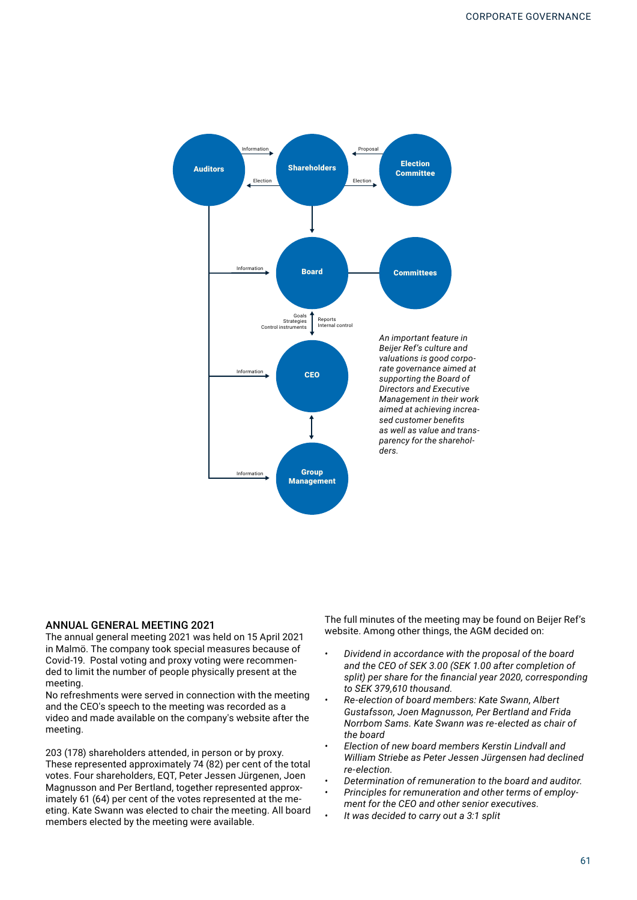*An important feature in Beijer Ref's culture and valuations is good corporate governance aimed at supporting the Board of Directors and Executive Management in their work aimed at achieving increased customer benefits as well as value and transparency for the shareholders.*

## ANNUAL GENERAL MEETING 2021

The annual general meeting 2021 was held on 15 April 2021 in Malmö. The company took special measures because of Covid-19. Postal voting and proxy voting were recommended to limit the number of people physically present at the meeting.

No refreshments were served in connection with the meeting and the CEO's speech to the meeting was recorded as a video and made available on the company's website after the meeting.

203 (178) shareholders attended, in person or by proxy. These represented approximately 74 (82) per cent of the total votes. Four shareholders, EQT, Peter Jessen Jürgenen, Joen Magnusson and Per Bertland, together represented approximately 61 (64) per cent of the votes represented at the meeting. Kate Swann was elected to chair the meeting. All board members elected by the meeting were available.

The full minutes of the meeting may be found on Beijer Ref's website. Among other things, the AGM decided on:

- *Dividend in accordance with the proposal of the board and the CEO of SEK 3.00 (SEK 1.00 after completion of split) per share for the financial year 2020, corresponding to SEK 379,610 thousand.*
- *Re-election of board members: Kate Swann, Albert Gustafsson, Joen Magnusson, Per Bertland and Frida Norrbom Sams. Kate Swann was re-elected as chair of the board*
- *Election of new board members Kerstin Lindvall and William Striebe as Peter Jessen Jürgensen had declined re-election.*
- *Determination of remuneration to the board and auditor.*
- *Principles for remuneration and other terms of employment for the CEO and other senior executives.*
- *It was decided to carry out a 3:1 split*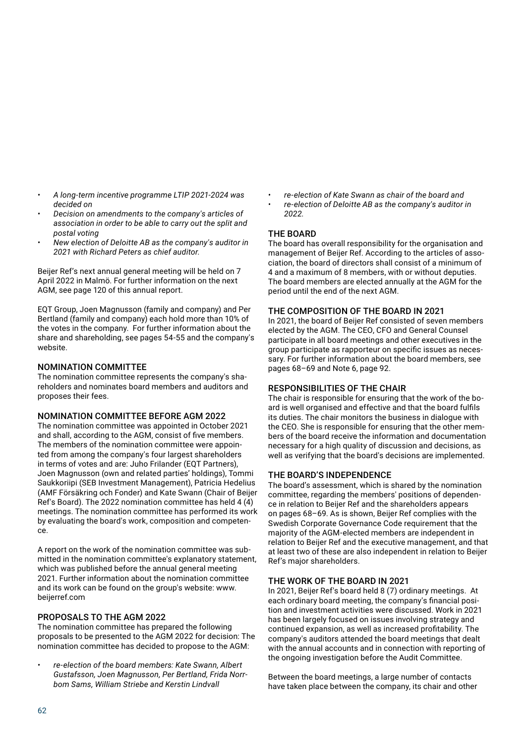- *A long-term incentive programme LTIP 2021-2024 was decided on*
- *Decision on amendments to the company's articles of association in order to be able to carry out the split and postal voting*
- *New election of Deloitte AB as the company's auditor in 2021 with Richard Peters as chief auditor.*

Beijer Ref's next annual general meeting will be held on 7 April 2022 in Malmö. For further information on the next AGM, see page 120 of this annual report.

EQT Group, Joen Magnusson (family and company) and Per Bertland (family and company) each hold more than 10% of the votes in the company. For further information about the share and shareholding, see pages 54-55 and the company's website.

## NOMINATION COMMITTEE

The nomination committee represents the company's shareholders and nominates board members and auditors and proposes their fees.

## NOMINATION COMMITTEE BEFORE AGM 2022

The nomination committee was appointed in October 2021 and shall, according to the AGM, consist of five members. The members of the nomination committee were appointed from among the company's four largest shareholders in terms of votes and are: Juho Frilander (EQT Partners), Joen Magnusson (own and related parties' holdings), Tommi Saukkoriipi (SEB Investment Management), Patricia Hedelius (AMF Försäkring och Fonder) and Kate Swann (Chair of Beijer Ref's Board). The 2022 nomination committee has held 4 (4) meetings. The nomination committee has performed its work by evaluating the board's work, composition and competence.

A report on the work of the nomination committee was submitted in the nomination committee's explanatory statement, which was published before the annual general meeting 2021. Further information about the nomination committee and its work can be found on the group's website: www.beijerref.com

## PROPOSALS TO THE AGM 2022

The nomination committee has prepared the following proposals to be presented to the AGM 2022 for decision: The nomination committee has decided to propose to the AGM:

- *re-election of the board members: Kate Swann, Albert Gustafsson, Joen Magnusson, Per Bertland, Frida Norrbom Sams, William Striebe and Kerstin Lindvall*
- *re-election of Kate Swann as chair of the board and*
- *re-election of Deloitte AB as the company's auditor in 2022.*

## THE BOARD

The board has overall responsibility for the organisation and management of Beijer Ref. According to the articles of association, the board of directors shall consist of a minimum of 4 and a maximum of 8 members, with or without deputies. The board members are elected annually at the AGM for the period until the end of the next AGM.

## THE COMPOSITION OF THE BOARD IN 2021

In 2021, the board of Beijer Ref consisted of seven members elected by the AGM. The CEO, CFO and General Counsel participate in all board meetings and other executives in the group participate as rapporteur on specific issues as necessary. For further information about the board members, see pages 68–69 and Note 6, page 92.

## RESPONSIBILITIES OF THE CHAIR

The chair is responsible for ensuring that the work of the board is well organised and effective and that the board fulfils its duties. The chair monitors the business in dialogue with the CEO. She is responsible for ensuring that the other members of the board receive the information and documentation necessary for a high quality of discussion and decisions, as well as verifying that the board's decisions are implemented.

## THE BOARD'S INDEPENDENCE

The board's assessment, which is shared by the nomination committee, regarding the members' positions of dependence in relation to Beijer Ref and the shareholders appears on pages 68–69. As is shown, Beijer Ref complies with the Swedish Corporate Governance Code requirement that the majority of the AGM-elected members are independent in relation to Beijer Ref and the executive management, and that at least two of these are also independent in relation to Beijer Ref's major shareholders.

## THE WORK OF THE BOARD IN 2021

In 2021, Beijer Ref's board held 8 (7) ordinary meetings. At each ordinary board meeting, the company's financial position and investment activities were discussed. Work in 2021 has been largely focused on issues involving strategy and continued expansion, as well as increased profitability. The company's auditors attended the board meetings that dealt with the annual accounts and in connection with reporting of the ongoing investigation before the Audit Committee.

Between the board meetings, a large number of contacts have taken place between the company, its chair and other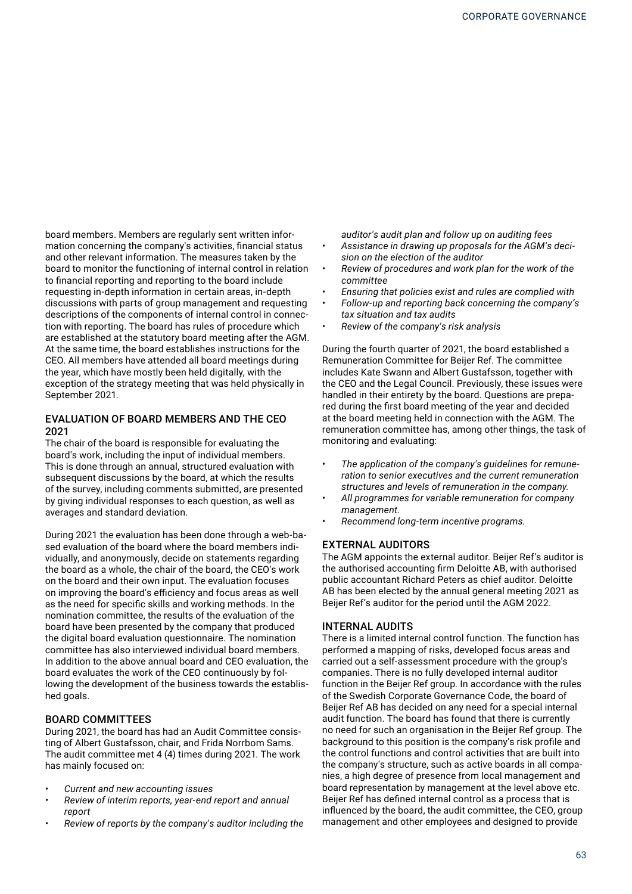board members. Members are regularly sent written information concerning the company's activities, financial status and other relevant information. The measures taken by the board to monitor the functioning of internal control in relation to financial reporting and reporting to the board include requesting in-depth information in certain areas, in-depth discussions with parts of group management and requesting descriptions of the components of internal control in connection with reporting. The board has rules of procedure which are established at the statutory board meeting after the AGM. At the same time, the board establishes instructions for the CEO. All members have attended all board meetings during the year, which have mostly been held digitally, with the exception of the strategy meeting that was held physically in September 2021.

### EVALUATION OF BOARD MEMBERS AND THE CEO 2021

The chair of the board is responsible for evaluating the board's work, including the input of individual members. This is done through an annual, structured evaluation with subsequent discussions by the board, at which the results of the survey, including comments submitted, are presented by giving individual responses to each question, as well as averages and standard deviation.

During 2021 the evaluation has been done through a web-based evaluation of the board where the board members individually, and anonymously, decide on statements regarding the board as a whole, the chair of the board, the CEO's work on the board and their own input. The evaluation focuses on improving the board's efficiency and focus areas as well as the need for specific skills and working methods. In the nomination committee, the results of the evaluation of the board have been presented by the company that produced the digital board evaluation questionnaire. The nomination committee has also interviewed individual board members. In addition to the above annual board and CEO evaluation, the board evaluates the work of the CEO continuously by following the development of the business towards the established goals.

### BOARD COMMITTEES

During 2021, the board has had an Audit Committee consisting of Albert Gustafsson, chair, and Frida Norrbom Sams. The audit committee met 4 (4) times during 2021. The work has mainly focused on:

- *Current and new accounting issues*
- *Review of interim reports, year-end report and annual report*
- *Review of reports by the company's auditor including the auditor's audit plan and follow up on auditing fees*
- *Assistance in drawing up proposals for the AGM's decision on the election of the auditor*
- *Review of procedures and work plan for the work of the committee*
- *Ensuring that policies exist and rules are complied with*
- *Follow-up and reporting back concerning the company's tax situation and tax audits*
- *Review of the company's risk analysis*

During the fourth quarter of 2021, the board established a Remuneration Committee for Beijer Ref. The committee includes Kate Swann and Albert Gustafsson, together with the CEO and the Legal Council. Previously, these issues were handled in their entirety by the board. Questions are prepared during the first board meeting of the year and decided at the board meeting held in connection with the AGM. The remuneration committee has, among other things, the task of monitoring and evaluating:

- *The application of the company's guidelines for remuneration to senior executives and the current remuneration structures and levels of remuneration in the company.*
- *All programmes for variable remuneration for company management.*
- *Recommend long-term incentive programs.*

### EXTERNAL AUDITORS

The AGM appoints the external auditor. Beijer Ref's auditor is the authorised accounting firm Deloitte AB, with authorised public accountant Richard Peters as chief auditor. Deloitte AB has been elected by the annual general meeting 2021 as Beijer Ref's auditor for the period until the AGM 2022.

### INTERNAL AUDITS

There is a limited internal control function. The function has performed a mapping of risks, developed focus areas and carried out a self-assessment procedure with the group's companies. There is no fully developed internal auditor function in the Beijer Ref group. In accordance with the rules of the Swedish Corporate Governance Code, the board of Beijer Ref AB has decided on any need for a special internal audit function. The board has found that there is currently no need for such an organisation in the Beijer Ref group. The background to this position is the company's risk profile and the control functions and control activities that are built into the company's structure, such as active boards in all companies, a high degree of presence from local management and board representation by management at the level above etc. Beijer Ref has defined internal control as a process that is influenced by the board, the audit committee, the CEO, group management and other employees and designed to provide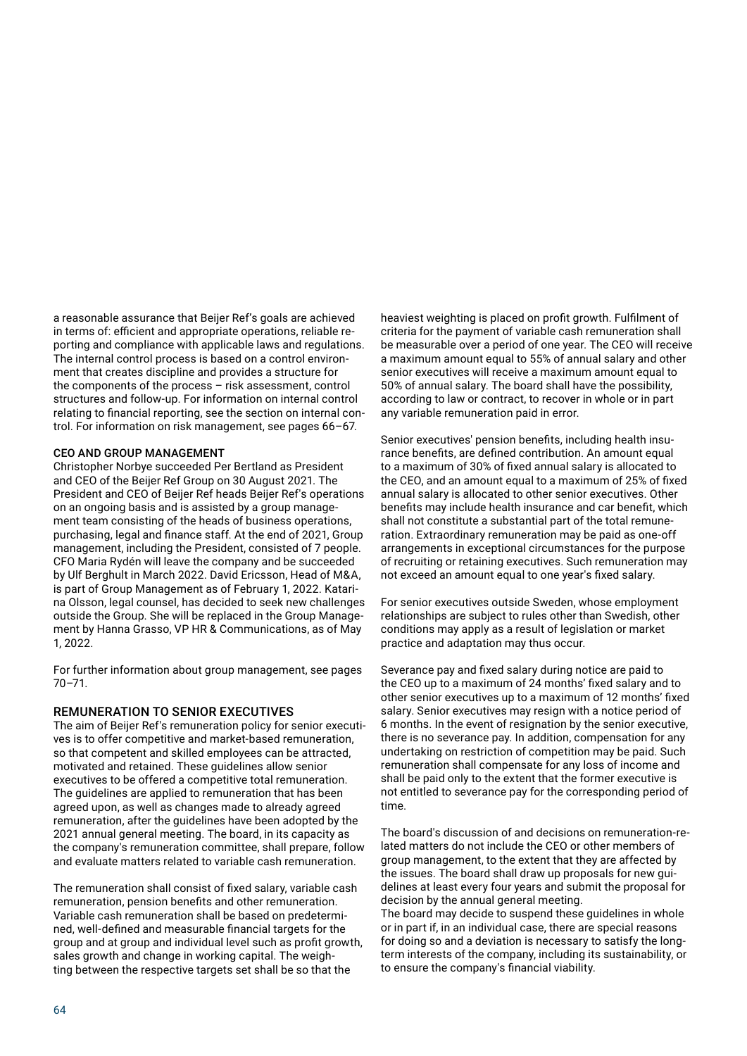a reasonable assurance that Beijer Ref's goals are achieved in terms of: efficient and appropriate operations, reliable reporting and compliance with applicable laws and regulations. The internal control process is based on a control environment that creates discipline and provides a structure for the components of the process – risk assessment, control structures and follow-up. For information on internal control relating to financial reporting, see the section on internal control. For information on risk management, see pages 66–67.

#### CEO AND GROUP MANAGEMENT

Christopher Norbye succeeded Per Bertland as President and CEO of the Beijer Ref Group on 30 August 2021. The President and CEO of Beijer Ref heads Beijer Ref's operations on an ongoing basis and is assisted by a group management team consisting of the heads of business operations, purchasing, legal and finance staff. At the end of 2021, Group management, including the President, consisted of 7 people. CFO Maria Rydén will leave the company and be succeeded by Ulf Berghult in March 2022. David Ericsson, Head of M&A, is part of Group Management as of February 1, 2022. Katarina Olsson, legal counsel, has decided to seek new challenges outside the Group. She will be replaced in the Group Management by Hanna Grasso, VP HR & Communications, as of May 1, 2022.

For further information about group management, see pages 70–71.

### REMUNERATION TO SENIOR EXECUTIVES

The aim of Beijer Ref's remuneration policy for senior executives is to offer competitive and market-based remuneration, so that competent and skilled employees can be attracted, motivated and retained. These guidelines allow senior executives to be offered a competitive total remuneration. The guidelines are applied to remuneration that has been agreed upon, as well as changes made to already agreed remuneration, after the guidelines have been adopted by the 2021 annual general meeting. The board, in its capacity as the company's remuneration committee, shall prepare, follow and evaluate matters related to variable cash remuneration.

The remuneration shall consist of fixed salary, variable cash remuneration, pension benefits and other remuneration. Variable cash remuneration shall be based on predetermined, well-defined and measurable financial targets for the group and at group and individual level such as profit growth, sales growth and change in working capital. The weighting between the respective targets set shall be so that the heaviest weighting is placed on profit growth. Fulfilment of criteria for the payment of variable cash remuneration shall be measurable over a period of one year. The CEO will receive a maximum amount equal to 55% of annual salary and other senior executives will receive a maximum amount equal to 50% of annual salary. The board shall have the possibility, according to law or contract, to recover in whole or in part any variable remuneration paid in error.

Senior executives' pension benefits, including health insurance benefits, are defined contribution. An amount equal to a maximum of 30% of fixed annual salary is allocated to the CEO, and an amount equal to a maximum of 25% of fixed annual salary is allocated to other senior executives. Other benefits may include health insurance and car benefit, which shall not constitute a substantial part of the total remuneration. Extraordinary remuneration may be paid as one-off arrangements in exceptional circumstances for the purpose of recruiting or retaining executives. Such remuneration may not exceed an amount equal to one year's fixed salary.

For senior executives outside Sweden, whose employment relationships are subject to rules other than Swedish, other conditions may apply as a result of legislation or market practice and adaptation may thus occur.

Severance pay and fixed salary during notice are paid to the CEO up to a maximum of 24 months' fixed salary and to other senior executives up to a maximum of 12 months' fixed salary. Senior executives may resign with a notice period of 6 months. In the event of resignation by the senior executive, there is no severance pay. In addition, compensation for any undertaking on restriction of competition may be paid. Such remuneration shall compensate for any loss of income and shall be paid only to the extent that the former executive is not entitled to severance pay for the corresponding period of time.

The board's discussion of and decisions on remuneration-related matters do not include the CEO or other members of group management, to the extent that they are affected by the issues. The board shall draw up proposals for new guidelines at least every four years and submit the proposal for decision by the annual general meeting.

The board may decide to suspend these guidelines in whole or in part if, in an individual case, there are special reasons for doing so and a deviation is necessary to satisfy the long-term interests of the company, including its sustainability, or to ensure the company's financial viability.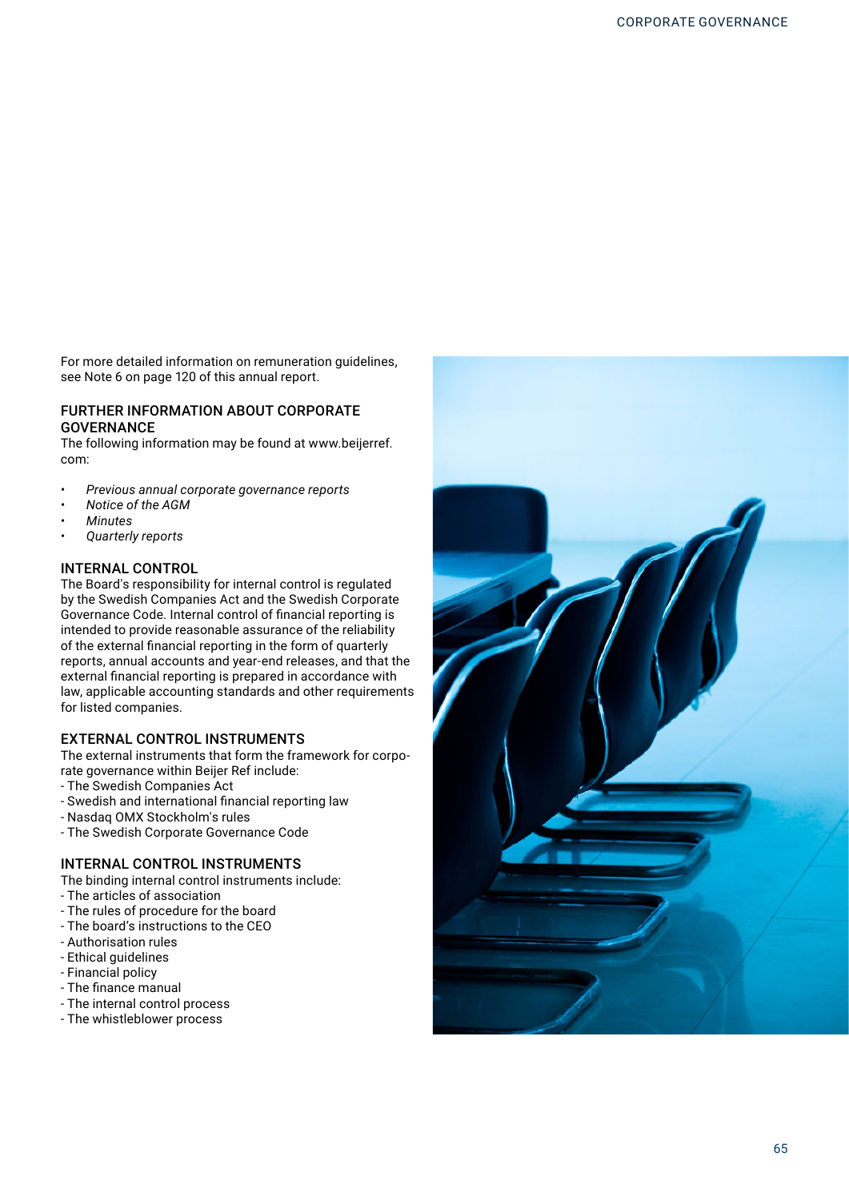For more detailed information on remuneration guidelines, see Note 6 on page 120 of this annual report.

## FURTHER INFORMATION ABOUT CORPORATE GOVERNANCE

The following information may be found at www.beijerref.com:

- *Previous annual corporate governance reports*
- *Notice of the AGM*
- *Minutes*
- *Quarterly reports*

## INTERNAL CONTROL

The Board's responsibility for internal control is regulated by the Swedish Companies Act and the Swedish Corporate Governance Code. Internal control of financial reporting is intended to provide reasonable assurance of the reliability of the external financial reporting in the form of quarterly reports, annual accounts and year-end releases, and that the external financial reporting is prepared in accordance with law, applicable accounting standards and other requirements for listed companies.

## EXTERNAL CONTROL INSTRUMENTS

The external instruments that form the framework for corporate governance within Beijer Ref include:

- The Swedish Companies Act
- Swedish and international financial reporting law
- Nasdaq OMX Stockholm's rules
- The Swedish Corporate Governance Code

## INTERNAL CONTROL INSTRUMENTS

The binding internal control instruments include:

- The articles of association
- The rules of procedure for the board
- The board's instructions to the CEO
- Authorisation rules
- Ethical guidelines
- Financial policy
- The finance manual
- The internal control process
- The whistleblower process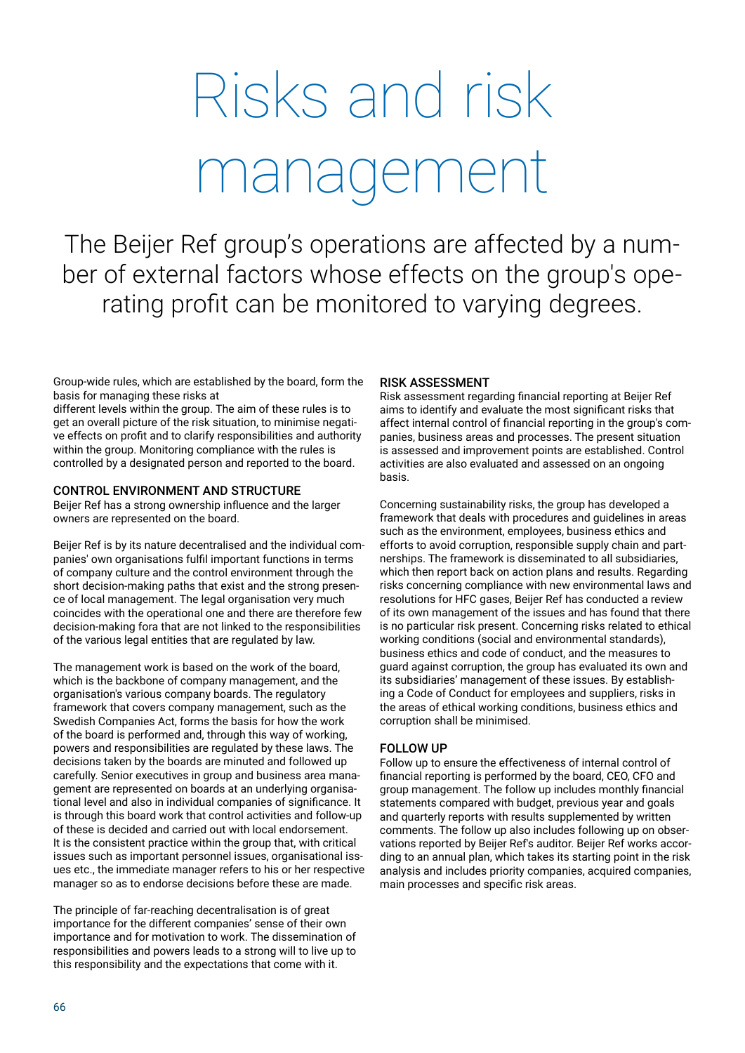# Risks and risk management

## The Beijer Ref group's operations are affected by a number of external factors whose effects on the group's operating profit can be monitored to varying degrees.

Group-wide rules, which are established by the board, form the basis for managing these risks at different levels within the group. The aim of these rules is to get an overall picture of the risk situation, to minimise negative effects on profit and to clarify responsibilities and authority within the group. Monitoring compliance with the rules is controlled by a designated person and reported to the board.

### CONTROL ENVIRONMENT AND STRUCTURE

Beijer Ref has a strong ownership influence and the larger owners are represented on the board.

Beijer Ref is by its nature decentralised and the individual companies' own organisations fulfil important functions in terms of company culture and the control environment through the short decision-making paths that exist and the strong presence of local management. The legal organisation very much coincides with the operational one and there are therefore few decision-making fora that are not linked to the responsibilities of the various legal entities that are regulated by law.

The management work is based on the work of the board, which is the backbone of company management, and the organisation's various company boards. The regulatory framework that covers company management, such as the Swedish Companies Act, forms the basis for how the work of the board is performed and, through this way of working, powers and responsibilities are regulated by these laws. The decisions taken by the boards are minuted and followed up carefully. Senior executives in group and business area management are represented on boards at an underlying organisational level and also in individual companies of significance. It is through this board work that control activities and follow-up of these is decided and carried out with local endorsement. It is the consistent practice within the group that, with critical issues such as important personnel issues, organisational issues etc., the immediate manager refers to his or her respective manager so as to endorse decisions before these are made.

The principle of far-reaching decentralisation is of great importance for the different companies' sense of their own importance and for motivation to work. The dissemination of responsibilities and powers leads to a strong will to live up to this responsibility and the expectations that come with it.

### RISK ASSESSMENT

Risk assessment regarding financial reporting at Beijer Ref aims to identify and evaluate the most significant risks that affect internal control of financial reporting in the group's companies, business areas and processes. The present situation is assessed and improvement points are established. Control activities are also evaluated and assessed on an ongoing basis.

Concerning sustainability risks, the group has developed a framework that deals with procedures and guidelines in areas such as the environment, employees, business ethics and efforts to avoid corruption, responsible supply chain and partnerships. The framework is disseminated to all subsidiaries, which then report back on action plans and results. Regarding risks concerning compliance with new environmental laws and resolutions for HFC gases, Beijer Ref has conducted a review of its own management of the issues and has found that there is no particular risk present. Concerning risks related to ethical working conditions (social and environmental standards), business ethics and code of conduct, and the measures to guard against corruption, the group has evaluated its own and its subsidiaries' management of these issues. By establishing a Code of Conduct for employees and suppliers, risks in the areas of ethical working conditions, business ethics and corruption shall be minimised.

### FOLLOW UP

Follow up to ensure the effectiveness of internal control of financial reporting is performed by the board, CEO, CFO and group management. The follow up includes monthly financial statements compared with budget, previous year and goals and quarterly reports with results supplemented by written comments. The follow up also includes following up on observations reported by Beijer Ref's auditor. Beijer Ref works according to an annual plan, which takes its starting point in the risk analysis and includes priority companies, acquired companies, main processes and specific risk areas.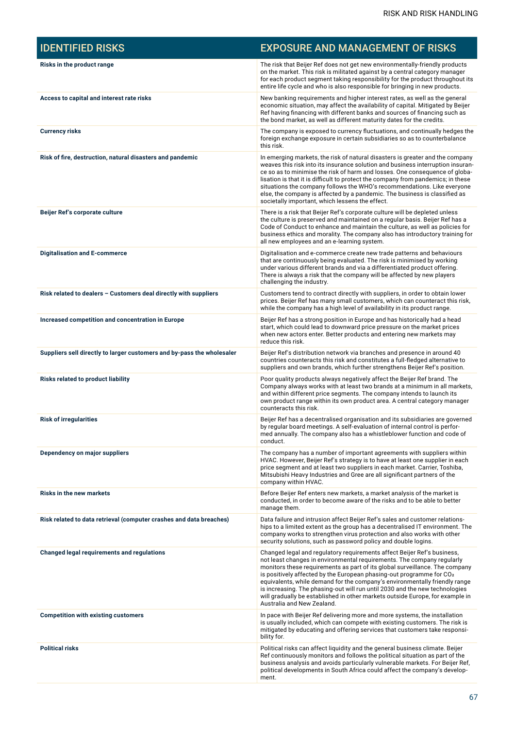| IDENTIFIED RISKS | EXPOSURE AND MANAGEMENT OF RISKS |
|---|---|
| **Risks in the product range** | The risk that Beijer Ref does not get new environmentally-friendly products on the market. This risk is militated against by a central category manager for each product segment taking responsibility for the product throughout its entire life cycle and who is also responsible for bringing in new products. |
| **Access to capital and interest rate risks** | New banking requirements and higher interest rates, as well as the general economic situation, may affect the availability of capital. Mitigated by Beijer Ref having financing with different banks and sources of financing such as the bond market, as well as different maturity dates for the credits. |
| **Currency risks** | The company is exposed to currency fluctuations, and continually hedges the foreign exchange exposure in certain subsidiaries so as to counterbalance this risk. |
| **Risk of fire, destruction, natural disasters and pandemic** | In emerging markets, the risk of natural disasters is greater and the company weaves this risk into its insurance solution and business interruption insurance so as to minimise the risk of harm and losses. One consequence of globalisation is that it is difficult to protect the company from pandemics; in these situations the company follows the WHO's recommendations. Like everyone else, the company is affected by a pandemic. The business is classified as societally important, which lessens the effect. |
| **Beijer Ref's corporate culture** | There is a risk that Beijer Ref's corporate culture will be depleted unless the culture is preserved and maintained on a regular basis. Beijer Ref has a Code of Conduct to enhance and maintain the culture, as well as policies for business ethics and morality. The company also has introductory training for all new employees and an e-learning system. |
| **Digitalisation and E-commerce** | Digitalisation and e-commerce create new trade patterns and behaviours that are continuously being evaluated. The risk is minimised by working under various different brands and via a differentiated product offering. There is always a risk that the company will be affected by new players challenging the industry. |
| **Risk related to dealers – Customers deal directly with suppliers** | Customers tend to contract directly with suppliers, in order to obtain lower prices. Beijer Ref has many small customers, which can counteract this risk, while the company has a high level of availability in its product range. |
| **Increased competition and concentration in Europe** | Beijer Ref has a strong position in Europe and has historically had a head start, which could lead to downward price pressure on the market prices when new actors enter. Better products and entering new markets may reduce this risk. |
| **Suppliers sell directly to larger customers and by-pass the wholesaler** | Beijer Ref's distribution network via branches and presence in around 40 countries counteracts this risk and constitutes a full-fledged alternative to suppliers and own brands, which further strengthens Beijer Ref's position. |
| **Risks related to product liability** | Poor quality products always negatively affect the Beijer Ref brand. The Company always works with at least two brands at a minimum in all markets, and within different price segments. The company intends to launch its own product range within its own product area. A central category manager counteracts this risk. |
| **Risk of irregularities** | Beijer Ref has a decentralised organisation and its subsidiaries are governed by regular board meetings. A self-evaluation of internal control is performed annually. The company also has a whistleblower function and code of conduct. |
| **Dependency on major suppliers** | The company has a number of important agreements with suppliers within HVAC. However, Beijer Ref's strategy is to have at least one supplier in each price segment and at least two suppliers in each market. Carrier, Toshiba, Mitsubishi Heavy Industries and Gree are all significant partners of the company within HVAC. |
| **Risks in the new markets** | Before Beijer Ref enters new markets, a market analysis of the market is conducted, in order to become aware of the risks and to be able to better manage them. |
| **Risk related to data retrieval (computer crashes and data breaches)** | Data failure and intrusion affect Beijer Ref's sales and customer relationships to a limited extent as the group has a decentralised IT environment. The company works to strengthen virus protection and also works with other security solutions, such as password policy and double logins. |
| **Changed legal requirements and regulations** | Changed legal and regulatory requirements affect Beijer Ref's business, not least changes in environmental requirements. The company regularly monitors these requirements as part of its global surveillance. The company is positively affected by the European phasing-out programme for $CO_2$ equivalents, while demand for the company's environmentally friendly range is increasing. The phasing-out will run until 2030 and the new technologies will gradually be established in other markets outside Europe, for example in Australia and New Zealand. |
| **Competition with existing customers** | In pace with Beijer Ref delivering more and more systems, the installation is usually included, which can compete with existing customers. The risk is mitigated by educating and offering services that customers take responsibility for. |
| **Political risks** | Political risks can affect liquidity and the general business climate. Beijer Ref continuously monitors and follows the political situation as part of the business analysis and avoids particularly vulnerable markets. For Beijer Ref, political developments in South Africa could affect the company's development. |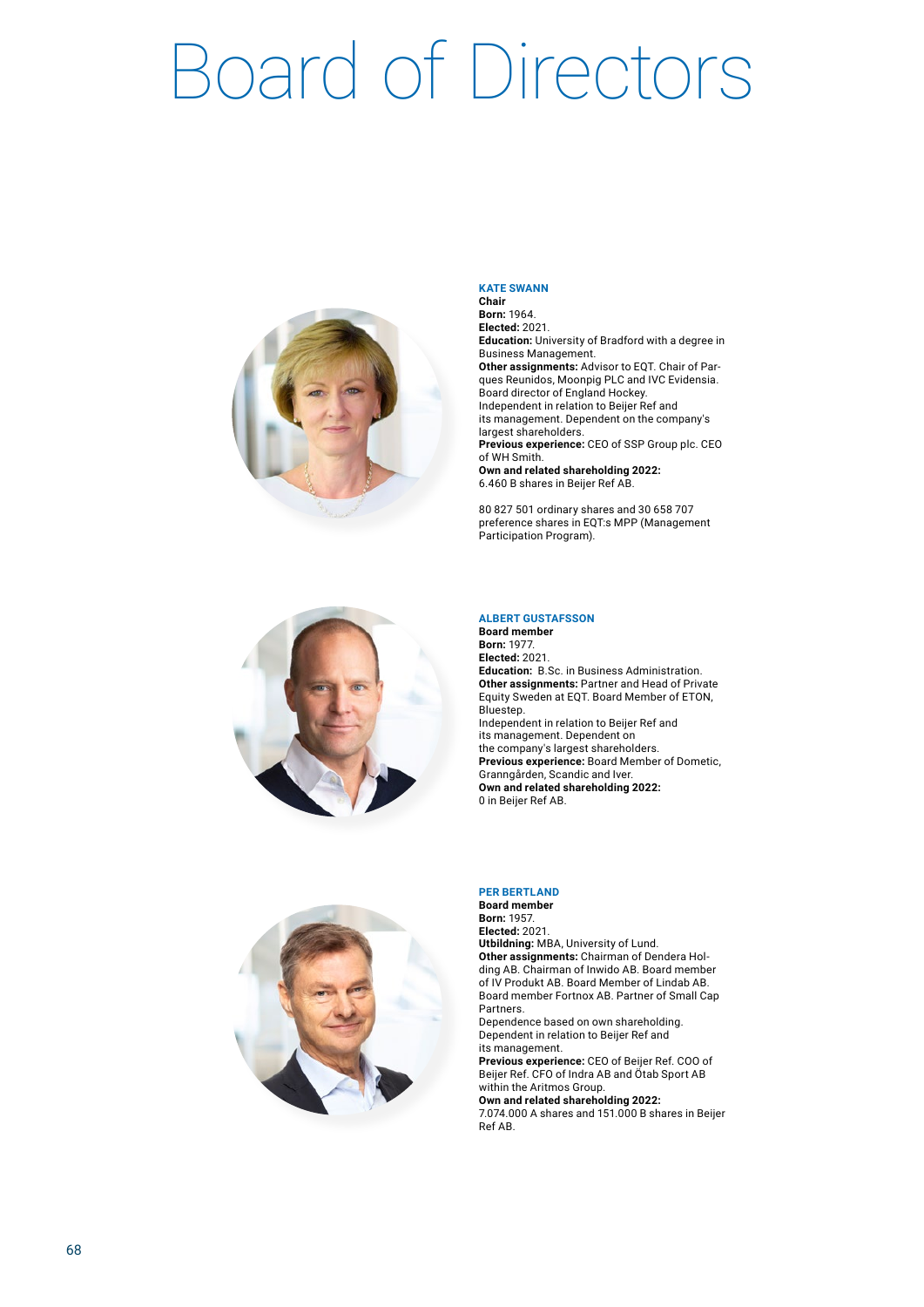# Board of Directors

### KATE SWANN

**Chair**
**Born:** 1964.
**Elected:** 2021.
**Education:** University of Bradford with a degree in Business Management.
**Other assignments:** Advisor to EQT. Chair of Parques Reunidos, Moonpig PLC and IVC Evidensia. Board director of England Hockey.
Independent in relation to Beijer Ref and its management. Dependent on the company's largest shareholders.
**Previous experience:** CEO of SSP Group plc. CEO of WH Smith.
**Own and related shareholding 2022:**
6.460 B shares in Beijer Ref AB.

80 827 501 ordinary shares and 30 658 707 preference shares in EQT:s MPP (Management Participation Program).

### ALBERT GUSTAFSSON

**Board member**
**Born:** 1977.
**Elected:** 2021.
**Education:** B.Sc. in Business Administration.
**Other assignments:** Partner and Head of Private Equity Sweden at EQT. Board Member of ETON, Bluestep.
Independent in relation to Beijer Ref and its management. Dependent on the company's largest shareholders.
**Previous experience:** Board Member of Dometic, Granngården, Scandic and Iver.
**Own and related shareholding 2022:**
0 in Beijer Ref AB.

### PER BERTLAND

**Board member**
**Born:** 1957.
**Elected:** 2021.
**Utbildning:** MBA, University of Lund.
**Other assignments:** Chairman of Dendera Holding AB. Chairman of Inwido AB. Board member of IV Produkt AB. Board Member of Lindab AB. Board member Fortnox AB. Partner of Small Cap Partners.
Dependence based on own shareholding. Dependent in relation to Beijer Ref and its management.
**Previous experience:** CEO of Beijer Ref. COO of Beijer Ref. CFO of Indra AB and Ötab Sport AB within the Aritmos Group.
**Own and related shareholding 2022:**
7.074.000 A shares and 151.000 B shares in Beijer Ref AB.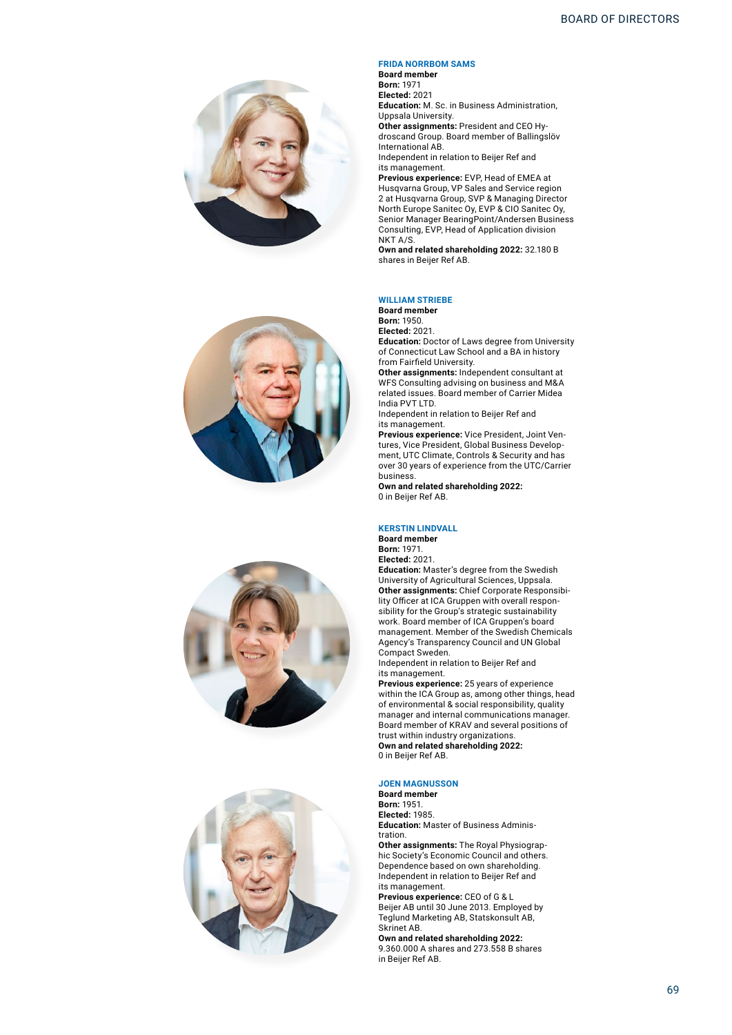### FRIDA NORRBOM SAMS

**Board member**
**Born:** 1971
**Elected:** 2021
**Education:** M. Sc. in Business Administration, Uppsala University.
**Other assignments:** President and CEO Hydroscand Group. Board member of Ballingslöv International AB.
Independent in relation to Beijer Ref and its management.
**Previous experience:** EVP, Head of EMEA at Husqvarna Group, VP Sales and Service region 2 at Husqvarna Group, SVP & Managing Director North Europe Sanitec Oy, EVP & CIO Sanitec Oy, Senior Manager BearingPoint/Andersen Business Consulting, EVP, Head of Application division NKT A/S.
**Own and related shareholding 2022:** 32.180 B shares in Beijer Ref AB.

### WILLIAM STRIEBE

**Board member**
**Born:** 1950.
**Elected:** 2021.
**Education:** Doctor of Laws degree from University of Connecticut Law School and a BA in history from Fairfield University.
**Other assignments:** Independent consultant at WFS Consulting advising on business and M&A related issues. Board member of Carrier Midea India PVT LTD.
Independent in relation to Beijer Ref and its management.
**Previous experience:** Vice President, Joint Ventures, Vice President, Global Business Development, UTC Climate, Controls & Security and has over 30 years of experience from the UTC/Carrier business.
**Own and related shareholding 2022:**
0 in Beijer Ref AB.

### KERSTIN LINDVALL

**Board member**
**Born:** 1971.
**Elected:** 2021.
**Education:** Master's degree from the Swedish University of Agricultural Sciences, Uppsala.
**Other assignments:** Chief Corporate Responsibility Officer at ICA Gruppen with overall responsibility for the Group's strategic sustainability work. Board member of ICA Gruppen's board management. Member of the Swedish Chemicals Agency's Transparency Council and UN Global Compact Sweden.
Independent in relation to Beijer Ref and its management.
**Previous experience:** 25 years of experience within the ICA Group as, among other things, head of environmental & social responsibility, quality manager and internal communications manager. Board member of KRAV and several positions of trust within industry organizations.
**Own and related shareholding 2022:**
0 in Beijer Ref AB.

### JOEN MAGNUSSON

**Board member**
**Born:** 1951.
**Elected:** 1985.
**Education:** Master of Business Administration.
**Other assignments:** The Royal Physiographic Society's Economic Council and others. Dependence based on own shareholding. Independent in relation to Beijer Ref and its management.
**Previous experience:** CEO of G & L Beijer AB until 30 June 2013. Employed by Teglund Marketing AB, Statskonsult AB, Skrinet AB.
**Own and related shareholding 2022:**
9.360.000 A shares and 273.558 B shares in Beijer Ref AB.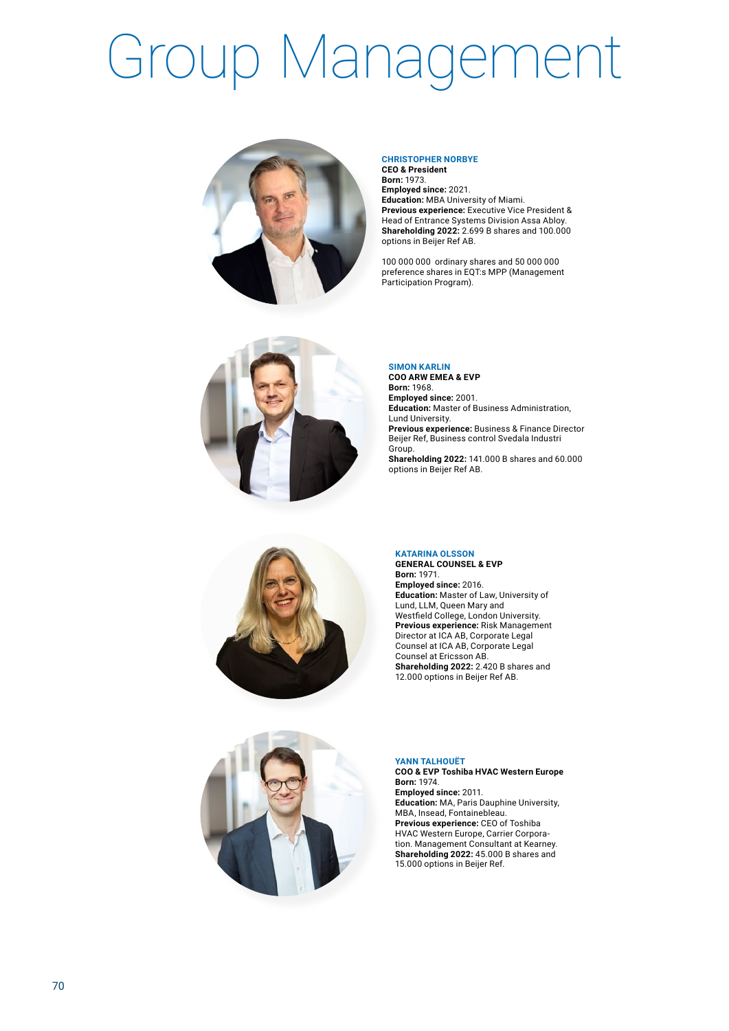# Group Management

**CHRISTOPHER NORBYE**
**CEO & President**
**Born:** 1973.
**Employed since:** 2021.
**Education:** MBA University of Miami.
**Previous experience:** Executive Vice President & Head of Entrance Systems Division Assa Abloy.
**Shareholding 2022:** 2.699 B shares and 100.000 options in Beijer Ref AB.

100 000 000 ordinary shares and 50 000 000 preference shares in EQT:s MPP (Management Participation Program).

**SIMON KARLIN**
**COO ARW EMEA & EVP**
**Born:** 1968.
**Employed since:** 2001.
**Education:** Master of Business Administration, Lund University.
**Previous experience:** Business & Finance Director Beijer Ref, Business control Svedala Industri Group.
**Shareholding 2022:** 141.000 B shares and 60.000 options in Beijer Ref AB.

**KATARINA OLSSON**
**GENERAL COUNSEL & EVP**
**Born:** 1971.
**Employed since:** 2016.
**Education:** Master of Law, University of Lund, LLM, Queen Mary and Westfield College, London University.
**Previous experience:** Risk Management Director at ICA AB, Corporate Legal Counsel at ICA AB, Corporate Legal Counsel at Ericsson AB.
**Shareholding 2022:** 2.420 B shares and 12.000 options in Beijer Ref AB.

**YANN TALHOUËT**
**COO & EVP Toshiba HVAC Western Europe**
**Born:** 1974.
**Employed since:** 2011.
**Education:** MA, Paris Dauphine University, MBA, Insead, Fontainebleau.
**Previous experience:** CEO of Toshiba HVAC Western Europe, Carrier Corporation. Management Consultant at Kearney.
**Shareholding 2022:** 45.000 B shares and 15.000 options in Beijer Ref.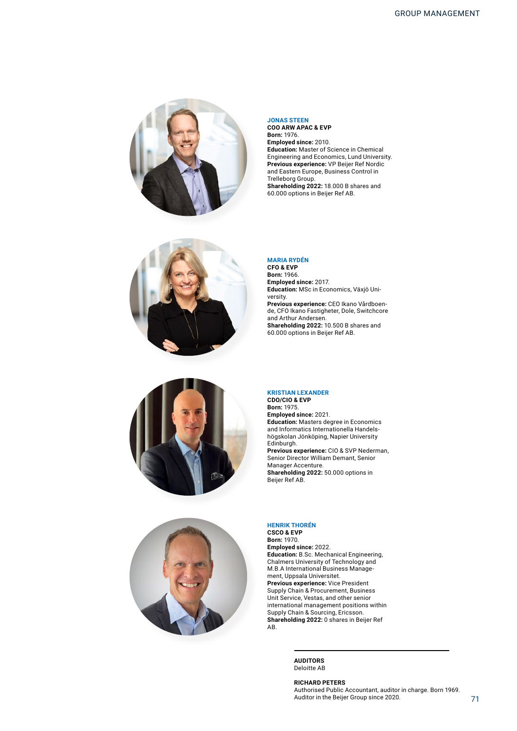**JONAS STEEN**
**COO ARW APAC & EVP**
**Born:** 1976.
**Employed since:** 2010.
**Education:** Master of Science in Chemical Engineering and Economics, Lund University.
**Previous experience:** VP Beijer Ref Nordic and Eastern Europe, Business Control in Trelleborg Group.
**Shareholding 2022:** 18.000 B shares and 60.000 options in Beijer Ref AB.

**MARIA RYDÉN**
**CFO & EVP**
**Born:** 1966.
**Employed since:** 2017.
**Education:** MSc in Economics, Växjö University.
**Previous experience:** CEO Ikano Vårdboende, CFO Ikano Fastigheter, Dole, Switchcore and Arthur Andersen.
**Shareholding 2022:** 10.500 B shares and 60.000 options in Beijer Ref AB.

**KRISTIAN LEXANDER**
**CDO/CIO & EVP**
**Born:** 1975.
**Employed since:** 2021.
**Education:** Masters degree in Economics and Informatics Internationella Handelshögskolan Jönköping, Napier University Edinburgh.
**Previous experience:** CIO & SVP Nederman, Senior Director William Demant, Senior Manager Accenture.
**Shareholding 2022:** 50.000 options in Beijer Ref AB.

**HENRIK THORÉN**
**CSCO & EVP**
**Born:** 1970.
**Employed since:** 2022.
**Education:** B.Sc. Mechanical Engineering, Chalmers University of Technology and M.B.A International Business Management, Uppsala Universitet.
**Previous experience:** Vice President Supply Chain & Procurement, Business Unit Service, Vestas, and other senior international management positions within Supply Chain & Sourcing, Ericsson.
**Shareholding 2022:** 0 shares in Beijer Ref AB.

**AUDITORS**
Deloitte AB

**RICHARD PETERS**
Authorised Public Accountant, auditor in charge. Born 1969.
Auditor in the Beijer Group since 2020.